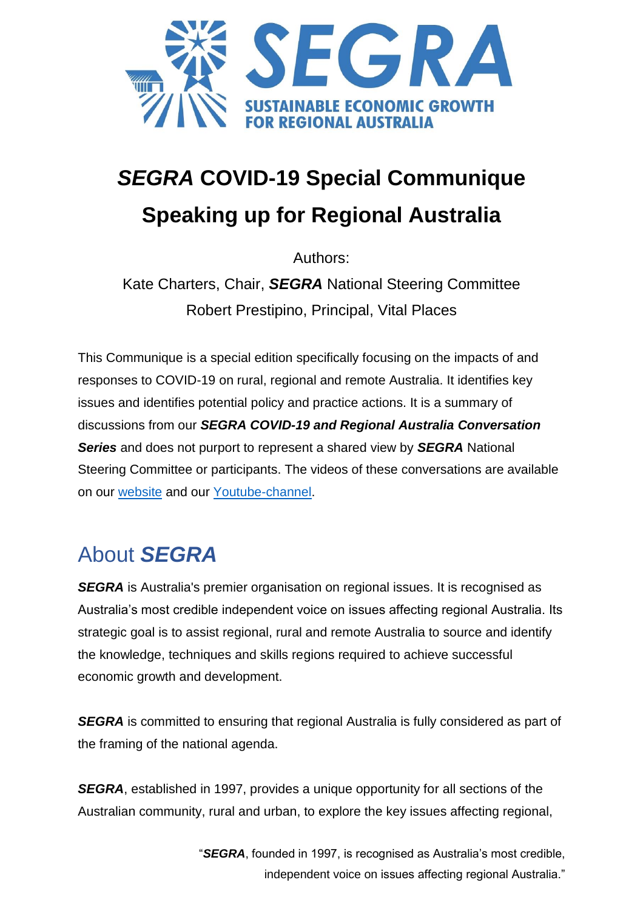# ***SEGRA*** **COVID-19 Special Communique**

# **Speaking up for Regional Australia**

Authors:

Kate Charters, Chair, ***SEGRA*** National Steering Committee

Robert Prestipino, Principal, Vital Places

This Communique is a special edition specifically focusing on the impacts of and responses to COVID-19 on rural, regional and remote Australia. It identifies key issues and identifies potential policy and practice actions. It is a summary of discussions from our ***SEGRA COVID-19 and Regional Australia Conversation Series*** and does not purport to represent a shared view by ***SEGRA*** National Steering Committee or participants. The videos of these conversations are available on our website and our Youtube-channel.

## About ***SEGRA***

***SEGRA*** is Australia's premier organisation on regional issues. It is recognised as Australia's most credible independent voice on issues affecting regional Australia. Its strategic goal is to assist regional, rural and remote Australia to source and identify the knowledge, techniques and skills regions required to achieve successful economic growth and development.

***SEGRA*** is committed to ensuring that regional Australia is fully considered as part of the framing of the national agenda.

***SEGRA***, established in 1997, provides a unique opportunity for all sections of the Australian community, rural and urban, to explore the key issues affecting regional,

> "***SEGRA***, founded in 1997, is recognised as Australia's most credible, independent voice on issues affecting regional Australia."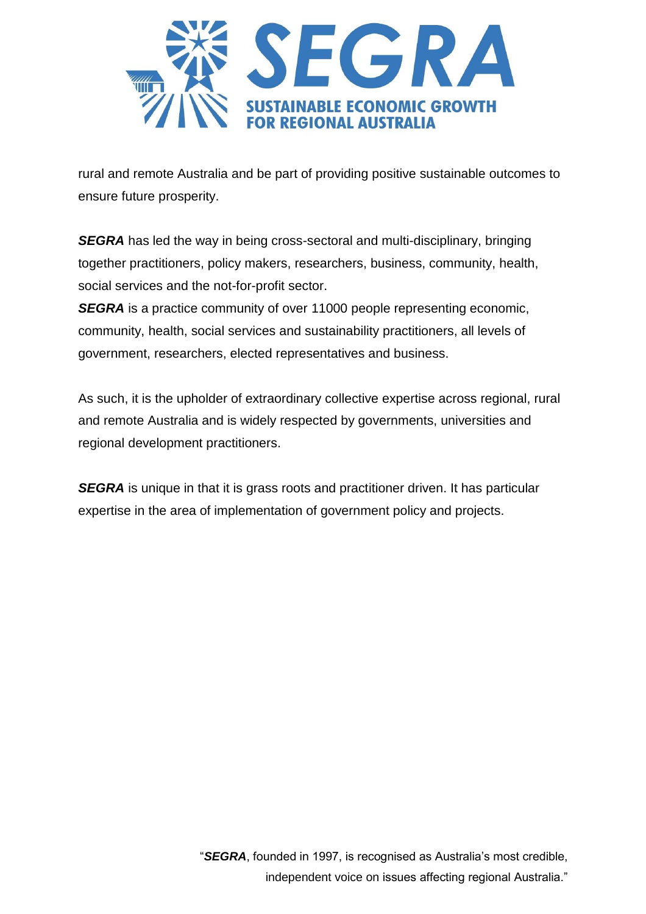rural and remote Australia and be part of providing positive sustainable outcomes to ensure future prosperity.

***SEGRA*** has led the way in being cross-sectoral and multi-disciplinary, bringing together practitioners, policy makers, researchers, business, community, health, social services and the not-for-profit sector.

***SEGRA*** is a practice community of over 11000 people representing economic, community, health, social services and sustainability practitioners, all levels of government, researchers, elected representatives and business.

As such, it is the upholder of extraordinary collective expertise across regional, rural and remote Australia and is widely respected by governments, universities and regional development practitioners.

***SEGRA*** is unique in that it is grass roots and practitioner driven. It has particular expertise in the area of implementation of government policy and projects.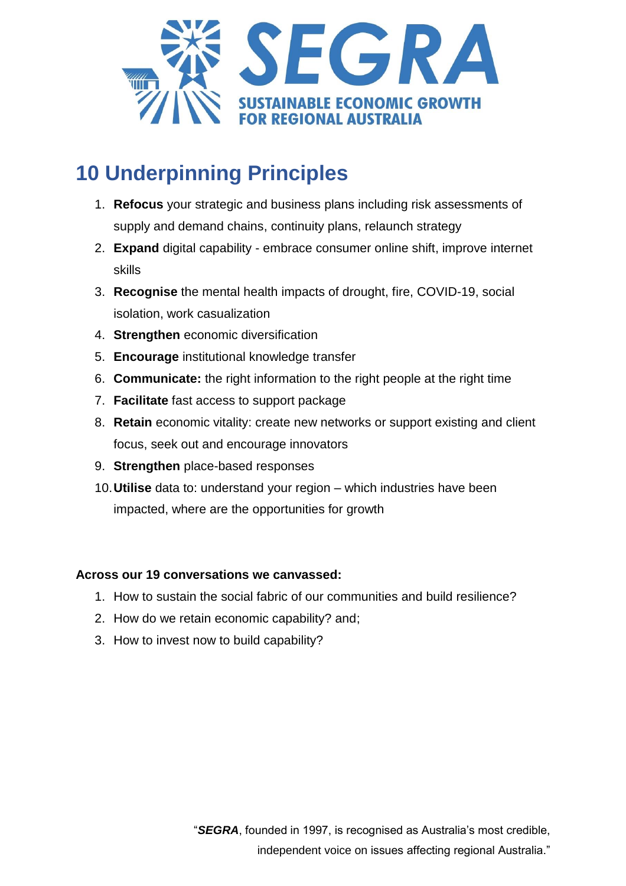SEGRA

SUSTAINABLE ECONOMIC GROWTH FOR REGIONAL AUSTRALIA

# 10 Underpinning Principles

1. **Refocus** your strategic and business plans including risk assessments of supply and demand chains, continuity plans, relaunch strategy
2. **Expand** digital capability - embrace consumer online shift, improve internet skills
3. **Recognise** the mental health impacts of drought, fire, COVID-19, social isolation, work casualization
4. **Strengthen** economic diversification
5. **Encourage** institutional knowledge transfer
6. **Communicate:** the right information to the right people at the right time
7. **Facilitate** fast access to support package
8. **Retain** economic vitality: create new networks or support existing and client focus, seek out and encourage innovators
9. **Strengthen** place-based responses
10. **Utilise** data to: understand your region – which industries have been impacted, where are the opportunities for growth

**Across our 19 conversations we canvassed:**

1. How to sustain the social fabric of our communities and build resilience?
2. How do we retain economic capability? and;
3. How to invest now to build capability?

"***SEGRA***, founded in 1997, is recognised as Australia's most credible, independent voice on issues affecting regional Australia."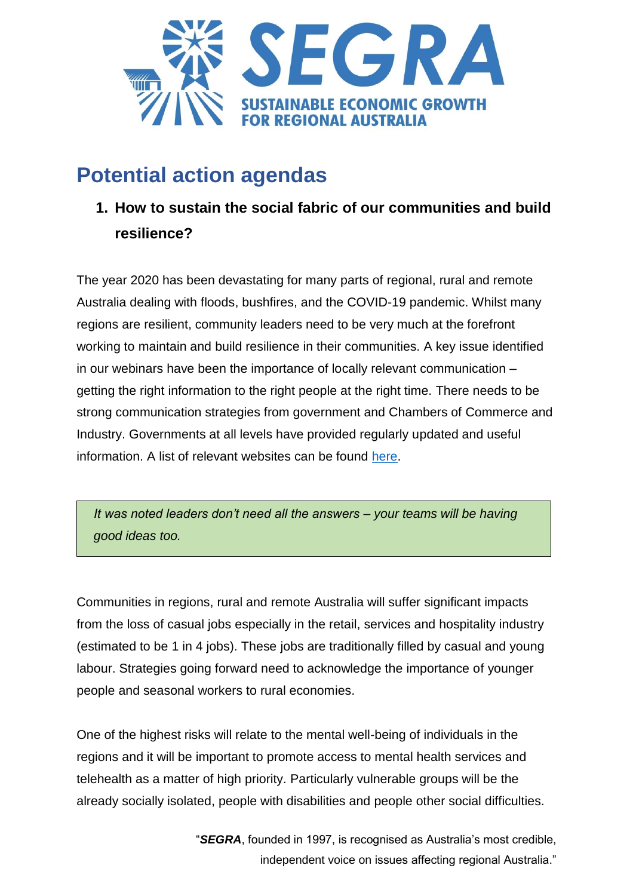# Potential action agendas

1. **How to sustain the social fabric of our communities and build resilience?**

The year 2020 has been devastating for many parts of regional, rural and remote Australia dealing with floods, bushfires, and the COVID-19 pandemic. Whilst many regions are resilient, community leaders need to be very much at the forefront working to maintain and build resilience in their communities. A key issue identified in our webinars have been the importance of locally relevant communication – getting the right information to the right people at the right time. There needs to be strong communication strategies from government and Chambers of Commerce and Industry. Governments at all levels have provided regularly updated and useful information. A list of relevant websites can be found here.

> *It was noted leaders don't need all the answers – your teams will be having good ideas too.*

Communities in regions, rural and remote Australia will suffer significant impacts from the loss of casual jobs especially in the retail, services and hospitality industry (estimated to be 1 in 4 jobs). These jobs are traditionally filled by casual and young labour. Strategies going forward need to acknowledge the importance of younger people and seasonal workers to rural economies.

One of the highest risks will relate to the mental well-being of individuals in the regions and it will be important to promote access to mental health services and telehealth as a matter of high priority. Particularly vulnerable groups will be the already socially isolated, people with disabilities and people other social difficulties.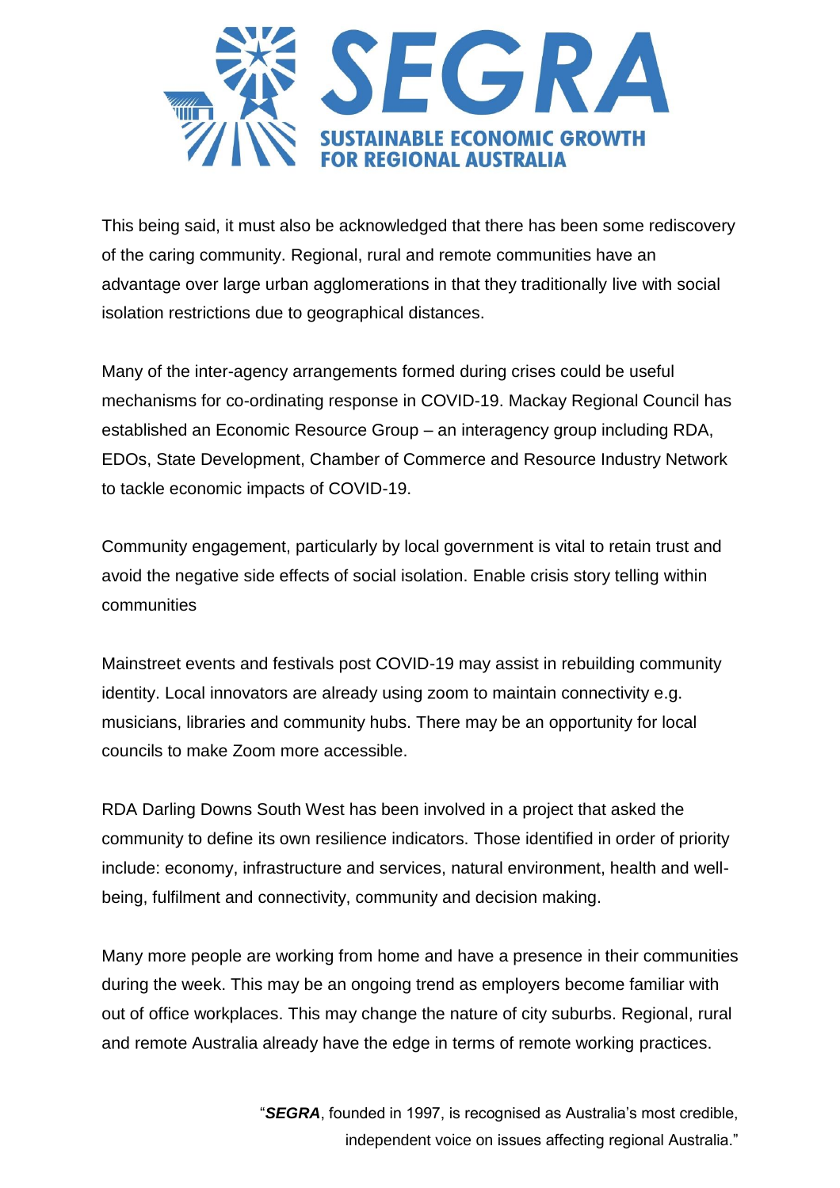This being said, it must also be acknowledged that there has been some rediscovery of the caring community. Regional, rural and remote communities have an advantage over large urban agglomerations in that they traditionally live with social isolation restrictions due to geographical distances.

Many of the inter-agency arrangements formed during crises could be useful mechanisms for co-ordinating response in COVID-19. Mackay Regional Council has established an Economic Resource Group – an interagency group including RDA, EDOs, State Development, Chamber of Commerce and Resource Industry Network to tackle economic impacts of COVID-19.

Community engagement, particularly by local government is vital to retain trust and avoid the negative side effects of social isolation. Enable crisis story telling within communities

Mainstreet events and festivals post COVID-19 may assist in rebuilding community identity. Local innovators are already using zoom to maintain connectivity e.g. musicians, libraries and community hubs. There may be an opportunity for local councils to make Zoom more accessible.

RDA Darling Downs South West has been involved in a project that asked the community to define its own resilience indicators. Those identified in order of priority include: economy, infrastructure and services, natural environment, health and well-being, fulfilment and connectivity, community and decision making.

Many more people are working from home and have a presence in their communities during the week. This may be an ongoing trend as employers become familiar with out of office workplaces. This may change the nature of city suburbs. Regional, rural and remote Australia already have the edge in terms of remote working practices.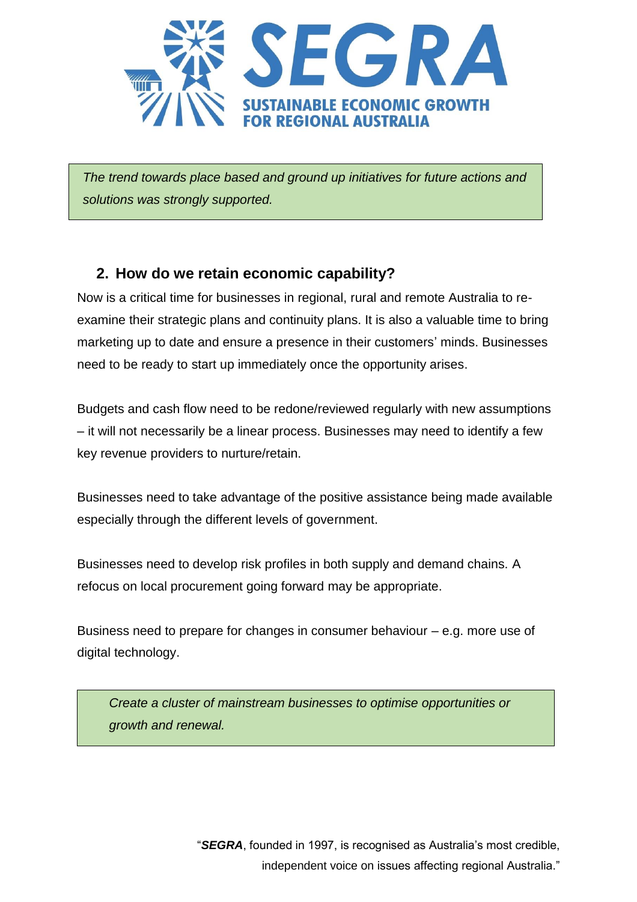*The trend towards place based and ground up initiatives for future actions and solutions was strongly supported.*

## 2. How do we retain economic capability?

Now is a critical time for businesses in regional, rural and remote Australia to re-examine their strategic plans and continuity plans. It is also a valuable time to bring marketing up to date and ensure a presence in their customers' minds. Businesses need to be ready to start up immediately once the opportunity arises.

Budgets and cash flow need to be redone/reviewed regularly with new assumptions – it will not necessarily be a linear process. Businesses may need to identify a few key revenue providers to nurture/retain.

Businesses need to take advantage of the positive assistance being made available especially through the different levels of government.

Businesses need to develop risk profiles in both supply and demand chains. A refocus on local procurement going forward may be appropriate.

Business need to prepare for changes in consumer behaviour – e.g. more use of digital technology.

*Create a cluster of mainstream businesses to optimise opportunities or growth and renewal.*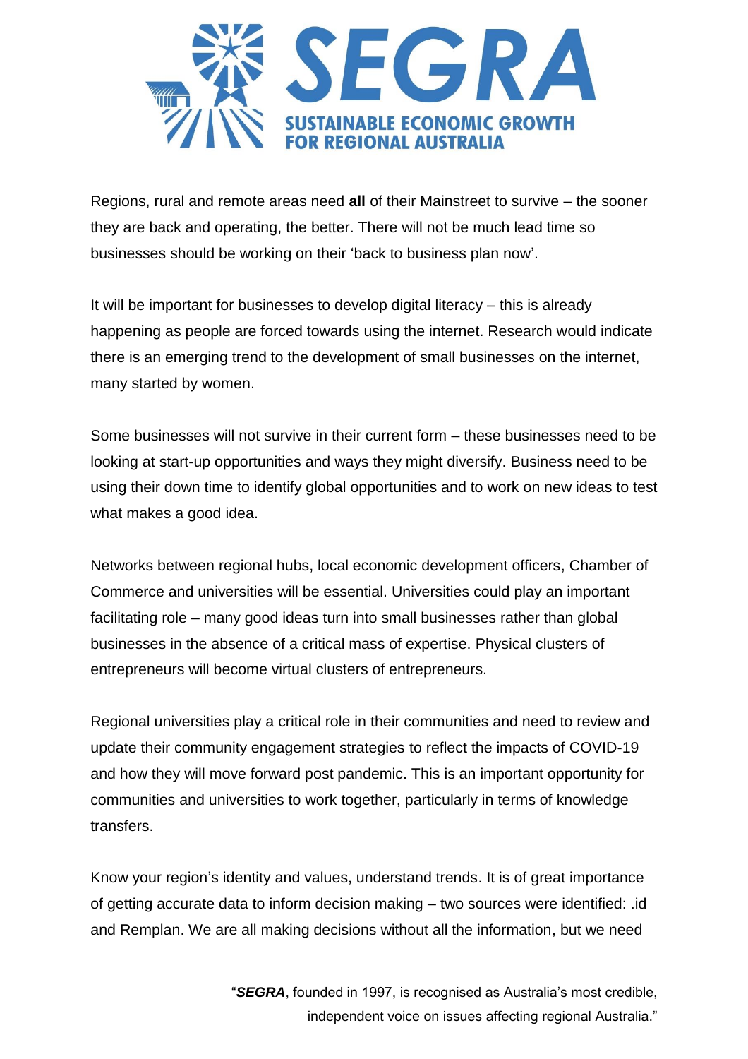Regions, rural and remote areas need **all** of their Mainstreet to survive – the sooner they are back and operating, the better. There will not be much lead time so businesses should be working on their 'back to business plan now'.

It will be important for businesses to develop digital literacy – this is already happening as people are forced towards using the internet. Research would indicate there is an emerging trend to the development of small businesses on the internet, many started by women.

Some businesses will not survive in their current form – these businesses need to be looking at start-up opportunities and ways they might diversify. Business need to be using their down time to identify global opportunities and to work on new ideas to test what makes a good idea.

Networks between regional hubs, local economic development officers, Chamber of Commerce and universities will be essential. Universities could play an important facilitating role – many good ideas turn into small businesses rather than global businesses in the absence of a critical mass of expertise. Physical clusters of entrepreneurs will become virtual clusters of entrepreneurs.

Regional universities play a critical role in their communities and need to review and update their community engagement strategies to reflect the impacts of COVID-19 and how they will move forward post pandemic. This is an important opportunity for communities and universities to work together, particularly in terms of knowledge transfers.

Know your region's identity and values, understand trends. It is of great importance of getting accurate data to inform decision making – two sources were identified: .id and Remplan. We are all making decisions without all the information, but we need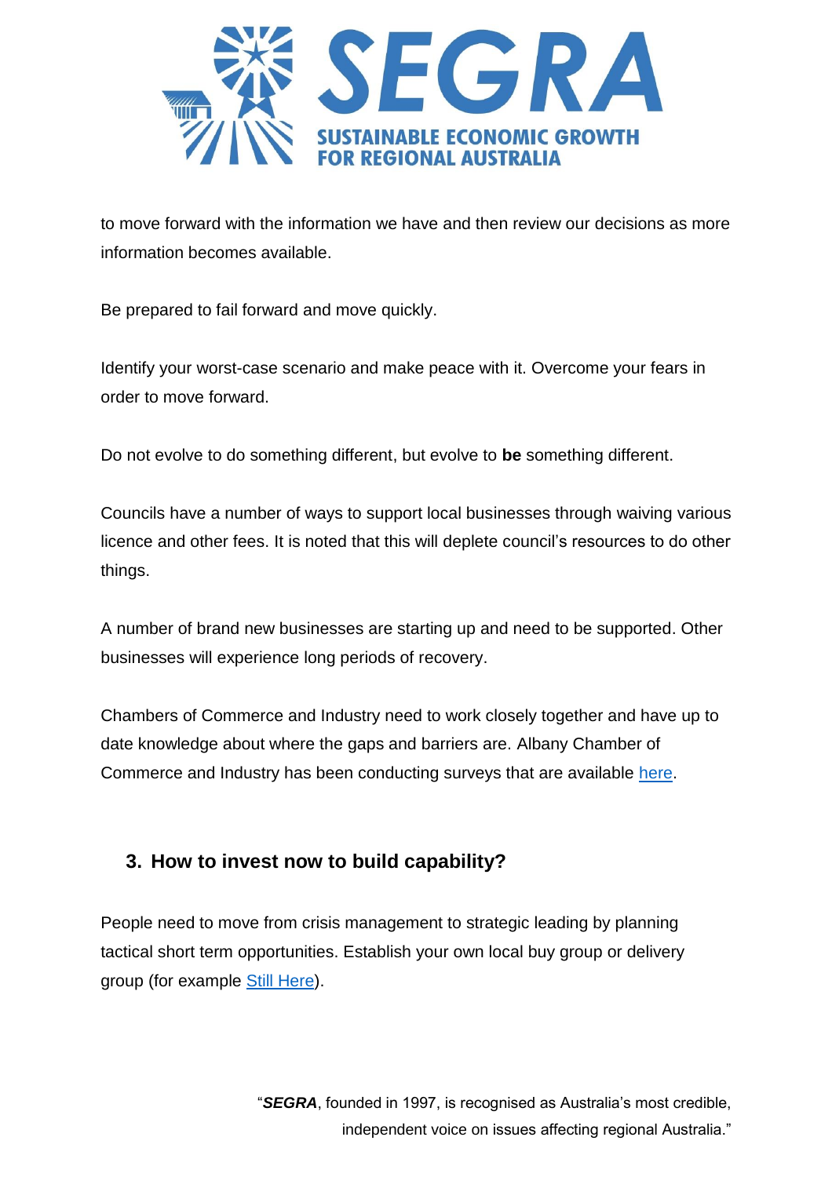to move forward with the information we have and then review our decisions as more information becomes available.

Be prepared to fail forward and move quickly.

Identify your worst-case scenario and make peace with it. Overcome your fears in order to move forward.

Do not evolve to do something different, but evolve to **be** something different.

Councils have a number of ways to support local businesses through waiving various licence and other fees. It is noted that this will deplete council's resources to do other things.

A number of brand new businesses are starting up and need to be supported. Other businesses will experience long periods of recovery.

Chambers of Commerce and Industry need to work closely together and have up to date knowledge about where the gaps and barriers are. Albany Chamber of Commerce and Industry has been conducting surveys that are available here.

## 3. How to invest now to build capability?

People need to move from crisis management to strategic leading by planning tactical short term opportunities. Establish your own local buy group or delivery group (for example Still Here).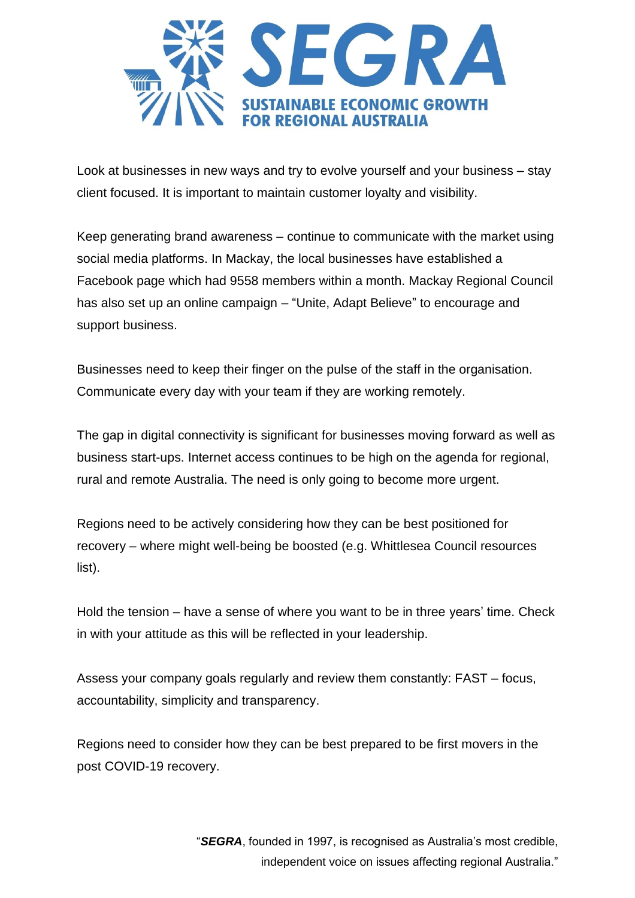Look at businesses in new ways and try to evolve yourself and your business – stay client focused. It is important to maintain customer loyalty and visibility.

Keep generating brand awareness – continue to communicate with the market using social media platforms. In Mackay, the local businesses have established a Facebook page which had 9558 members within a month. Mackay Regional Council has also set up an online campaign – "Unite, Adapt Believe" to encourage and support business.

Businesses need to keep their finger on the pulse of the staff in the organisation. Communicate every day with your team if they are working remotely.

The gap in digital connectivity is significant for businesses moving forward as well as business start-ups. Internet access continues to be high on the agenda for regional, rural and remote Australia. The need is only going to become more urgent.

Regions need to be actively considering how they can be best positioned for recovery – where might well-being be boosted (e.g. Whittlesea Council resources list).

Hold the tension – have a sense of where you want to be in three years' time. Check in with your attitude as this will be reflected in your leadership.

Assess your company goals regularly and review them constantly: FAST – focus, accountability, simplicity and transparency.

Regions need to consider how they can be best prepared to be first movers in the post COVID-19 recovery.

"***SEGRA***, founded in 1997, is recognised as Australia's most credible, independent voice on issues affecting regional Australia."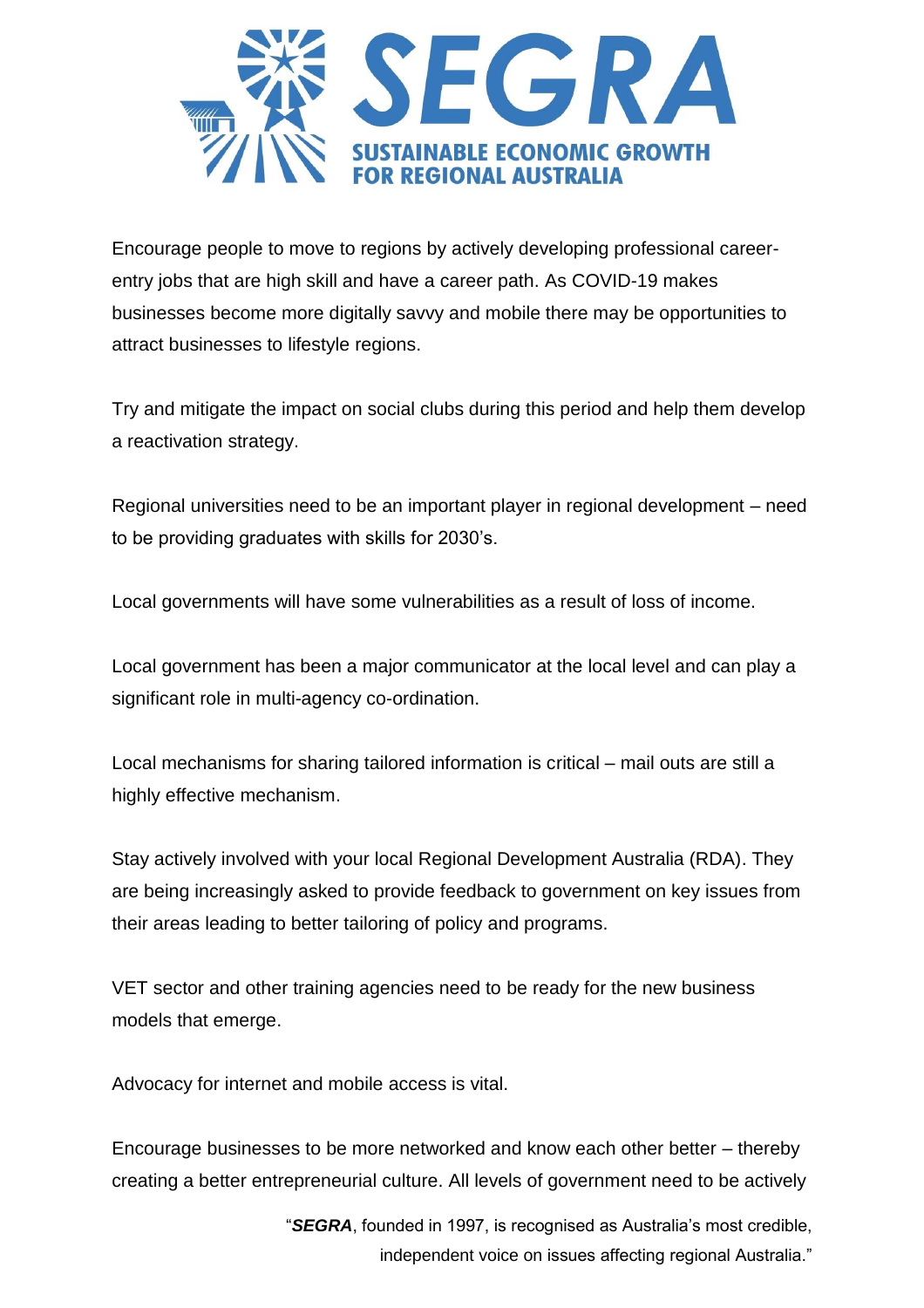Encourage people to move to regions by actively developing professional career-entry jobs that are high skill and have a career path. As COVID-19 makes businesses become more digitally savvy and mobile there may be opportunities to attract businesses to lifestyle regions.

Try and mitigate the impact on social clubs during this period and help them develop a reactivation strategy.

Regional universities need to be an important player in regional development – need to be providing graduates with skills for 2030's.

Local governments will have some vulnerabilities as a result of loss of income.

Local government has been a major communicator at the local level and can play a significant role in multi-agency co-ordination.

Local mechanisms for sharing tailored information is critical – mail outs are still a highly effective mechanism.

Stay actively involved with your local Regional Development Australia (RDA). They are being increasingly asked to provide feedback to government on key issues from their areas leading to better tailoring of policy and programs.

VET sector and other training agencies need to be ready for the new business models that emerge.

Advocacy for internet and mobile access is vital.

Encourage businesses to be more networked and know each other better – thereby creating a better entrepreneurial culture. All levels of government need to be actively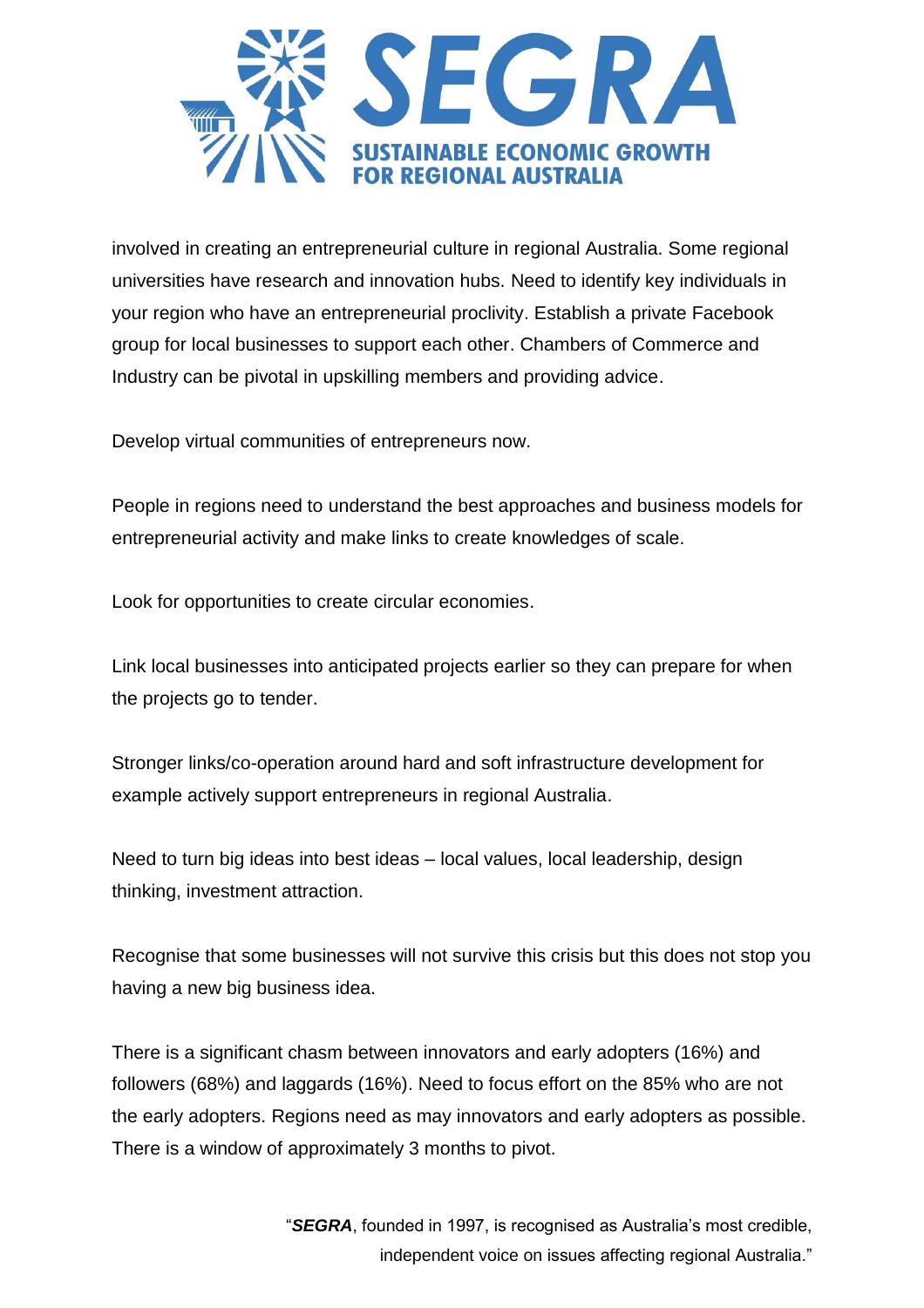involved in creating an entrepreneurial culture in regional Australia. Some regional universities have research and innovation hubs. Need to identify key individuals in your region who have an entrepreneurial proclivity. Establish a private Facebook group for local businesses to support each other. Chambers of Commerce and Industry can be pivotal in upskilling members and providing advice.

Develop virtual communities of entrepreneurs now.

People in regions need to understand the best approaches and business models for entrepreneurial activity and make links to create knowledges of scale.

Look for opportunities to create circular economies.

Link local businesses into anticipated projects earlier so they can prepare for when the projects go to tender.

Stronger links/co-operation around hard and soft infrastructure development for example actively support entrepreneurs in regional Australia.

Need to turn big ideas into best ideas – local values, local leadership, design thinking, investment attraction.

Recognise that some businesses will not survive this crisis but this does not stop you having a new big business idea.

There is a significant chasm between innovators and early adopters (16%) and followers (68%) and laggards (16%). Need to focus effort on the 85% who are not the early adopters. Regions need as may innovators and early adopters as possible. There is a window of approximately 3 months to pivot.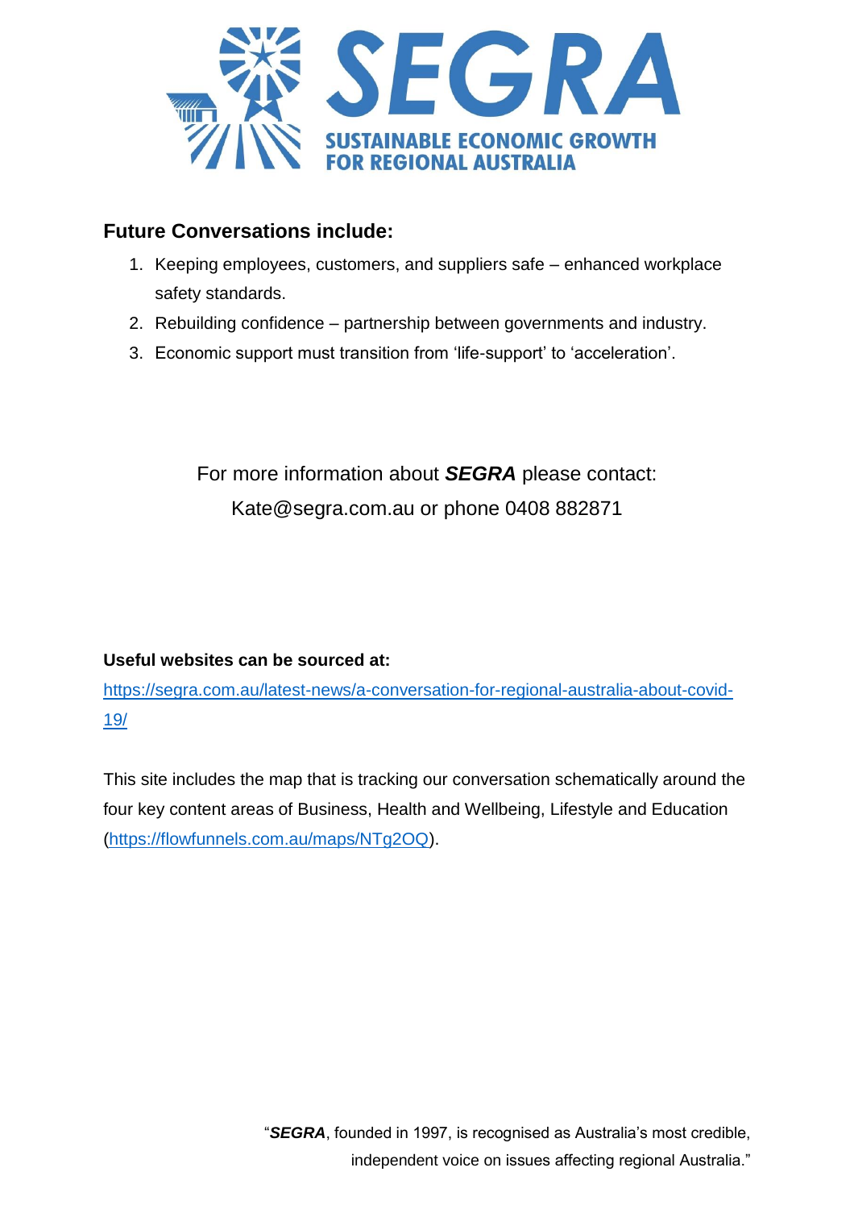## Future Conversations include:

1. Keeping employees, customers, and suppliers safe – enhanced workplace safety standards.
2. Rebuilding confidence – partnership between governments and industry.
3. Economic support must transition from 'life-support' to 'acceleration'.

For more information about ***SEGRA*** please contact:
Kate@segra.com.au or phone 0408 882871

**Useful websites can be sourced at:**

https://segra.com.au/latest-news/a-conversation-for-regional-australia-about-covid-19/

This site includes the map that is tracking our conversation schematically around the four key content areas of Business, Health and Wellbeing, Lifestyle and Education (https://flowfunnels.com.au/maps/NTg2OQ).

"***SEGRA***, founded in 1997, is recognised as Australia's most credible, independent voice on issues affecting regional Australia."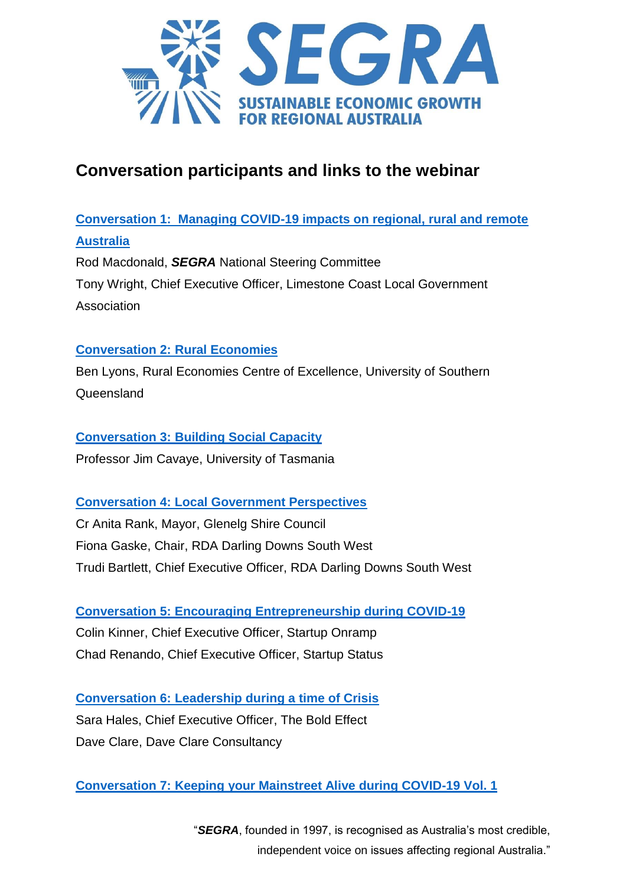# SEGRA

SUSTAINABLE ECONOMIC GROWTH FOR REGIONAL AUSTRALIA

## Conversation participants and links to the webinar

**Conversation 1: Managing COVID-19 impacts on regional, rural and remote Australia**

Rod Macdonald, ***SEGRA*** National Steering Committee

Tony Wright, Chief Executive Officer, Limestone Coast Local Government Association

**Conversation 2: Rural Economies**

Ben Lyons, Rural Economies Centre of Excellence, University of Southern Queensland

**Conversation 3: Building Social Capacity**

Professor Jim Cavaye, University of Tasmania

**Conversation 4: Local Government Perspectives**

Cr Anita Rank, Mayor, Glenelg Shire Council

Fiona Gaske, Chair, RDA Darling Downs South West

Trudi Bartlett, Chief Executive Officer, RDA Darling Downs South West

**Conversation 5: Encouraging Entrepreneurship during COVID-19**

Colin Kinner, Chief Executive Officer, Startup Onramp

Chad Renando, Chief Executive Officer, Startup Status

**Conversation 6: Leadership during a time of Crisis**

Sara Hales, Chief Executive Officer, The Bold Effect

Dave Clare, Dave Clare Consultancy

**Conversation 7: Keeping your Mainstreet Alive during COVID-19 Vol. 1**

"***SEGRA***, founded in 1997, is recognised as Australia's most credible, independent voice on issues affecting regional Australia."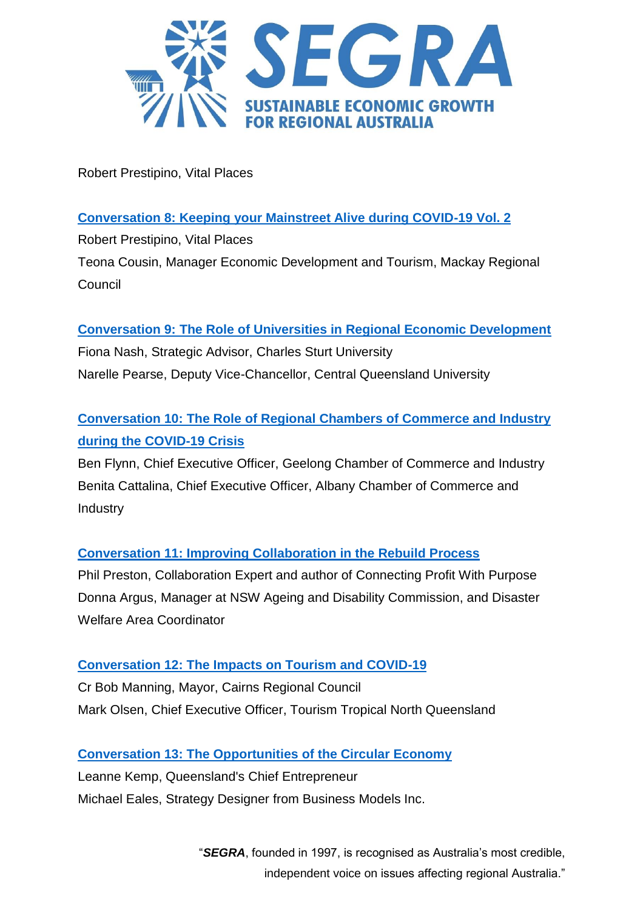Robert Prestipino, Vital Places

**Conversation 8: Keeping your Mainstreet Alive during COVID-19 Vol. 2**

Robert Prestipino, Vital Places

Teona Cousin, Manager Economic Development and Tourism, Mackay Regional Council

**Conversation 9: The Role of Universities in Regional Economic Development**

Fiona Nash, Strategic Advisor, Charles Sturt University

Narelle Pearse, Deputy Vice-Chancellor, Central Queensland University

**Conversation 10: The Role of Regional Chambers of Commerce and Industry during the COVID-19 Crisis**

Ben Flynn, Chief Executive Officer, Geelong Chamber of Commerce and Industry

Benita Cattalina, Chief Executive Officer, Albany Chamber of Commerce and Industry

**Conversation 11: Improving Collaboration in the Rebuild Process**

Phil Preston, Collaboration Expert and author of Connecting Profit With Purpose

Donna Argus, Manager at NSW Ageing and Disability Commission, and Disaster Welfare Area Coordinator

**Conversation 12: The Impacts on Tourism and COVID-19**

Cr Bob Manning, Mayor, Cairns Regional Council

Mark Olsen, Chief Executive Officer, Tourism Tropical North Queensland

**Conversation 13: The Opportunities of the Circular Economy**

Leanne Kemp, Queensland's Chief Entrepreneur

Michael Eales, Strategy Designer from Business Models Inc.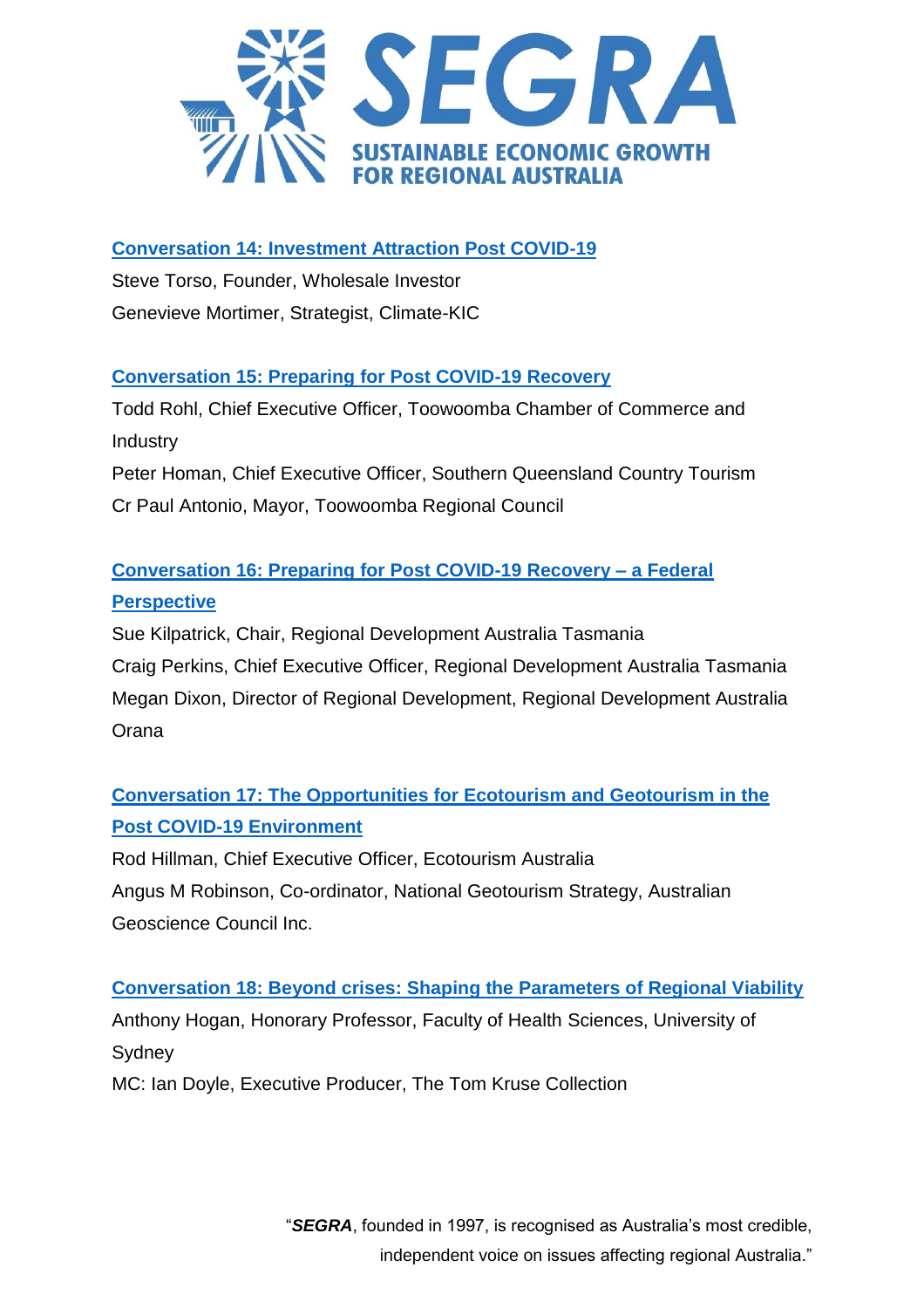**[Conversation 14: Investment Attraction Post COVID-19]()**

Steve Torso, Founder, Wholesale Investor

Genevieve Mortimer, Strategist, Climate-KIC

**[Conversation 15: Preparing for Post COVID-19 Recovery]()**

Todd Rohl, Chief Executive Officer, Toowoomba Chamber of Commerce and Industry

Peter Homan, Chief Executive Officer, Southern Queensland Country Tourism

Cr Paul Antonio, Mayor, Toowoomba Regional Council

**[Conversation 16: Preparing for Post COVID-19 Recovery – a Federal Perspective]()**

Sue Kilpatrick, Chair, Regional Development Australia Tasmania

Craig Perkins, Chief Executive Officer, Regional Development Australia Tasmania

Megan Dixon, Director of Regional Development, Regional Development Australia Orana

**[Conversation 17: The Opportunities for Ecotourism and Geotourism in the Post COVID-19 Environment]()**

Rod Hillman, Chief Executive Officer, Ecotourism Australia

Angus M Robinson, Co-ordinator, National Geotourism Strategy, Australian Geoscience Council Inc.

**[Conversation 18: Beyond crises: Shaping the Parameters of Regional Viability]()**

Anthony Hogan, Honorary Professor, Faculty of Health Sciences, University of Sydney

MC: Ian Doyle, Executive Producer, The Tom Kruse Collection

"***SEGRA***, founded in 1997, is recognised as Australia's most credible, independent voice on issues affecting regional Australia."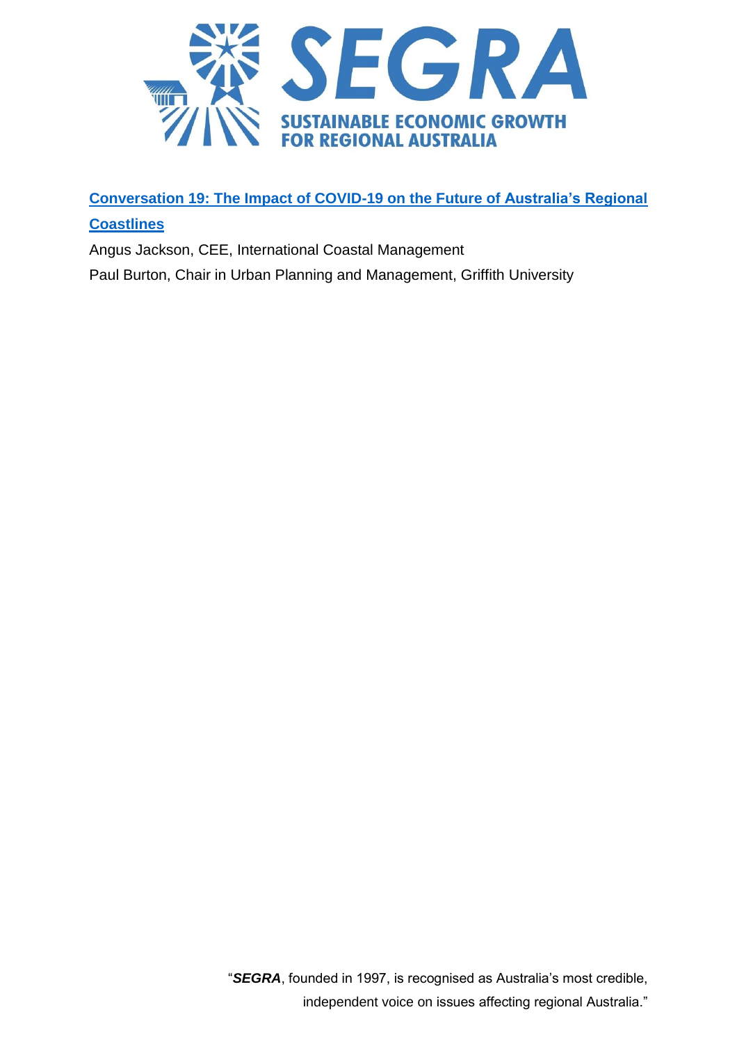**Conversation 19: The Impact of COVID-19 on the Future of Australia's Regional Coastlines**

Angus Jackson, CEE, International Coastal Management

Paul Burton, Chair in Urban Planning and Management, Griffith University

"***SEGRA***, founded in 1997, is recognised as Australia's most credible, independent voice on issues affecting regional Australia."